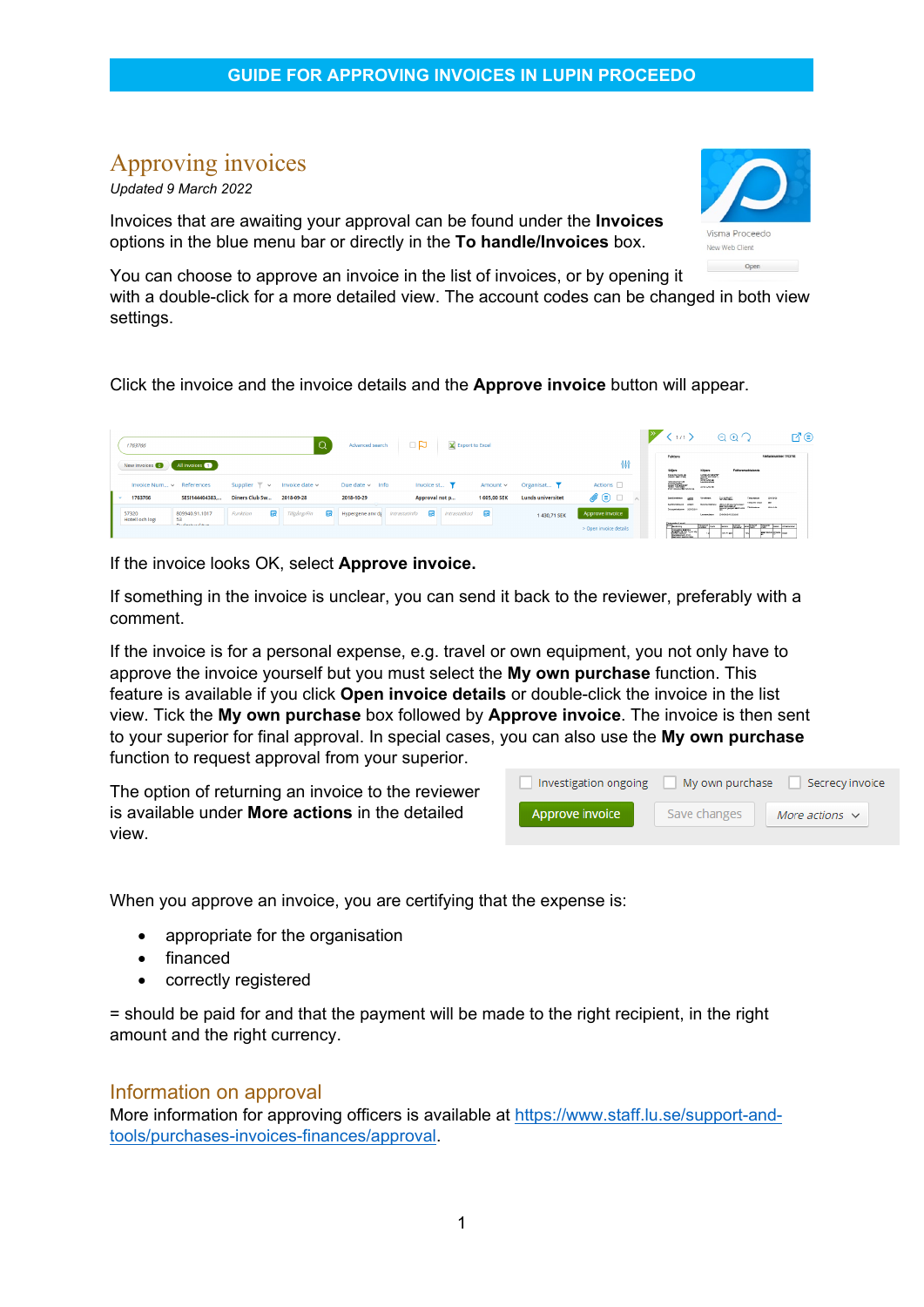GUIDE FOR APPROVING INVOICES IN LUPIN PROCEEDO

# Approving invoices

*Updated 9 March 2022*

Invoices that are awaiting your approval can be found under the **Invoices** options in the blue menu bar or directly in the **To handle/Invoices** box.

You can choose to approve an invoice in the list of invoices, or by opening it with a double-click for a more detailed view. The account codes can be changed in both view settings.

Click the invoice and the invoice details and the **Approve invoice** button will appear.

If the invoice looks OK, select **Approve invoice.**

If something in the invoice is unclear, you can send it back to the reviewer, preferably with a comment.

If the invoice is for a personal expense, e.g. travel or own equipment, you not only have to approve the invoice yourself but you must select the **My own purchase** function. This feature is available if you click **Open invoice details** or double-click the invoice in the list view. Tick the **My own purchase** box followed by **Approve invoice**. The invoice is then sent to your superior for final approval. In special cases, you can also use the **My own purchase** function to request approval from your superior.

The option of returning an invoice to the reviewer is available under **More actions** in the detailed view.

When you approve an invoice, you are certifying that the expense is:

- appropriate for the organisation
- financed
- correctly registered

= should be paid for and that the payment will be made to the right recipient, in the right amount and the right currency.

## Information on approval

More information for approving officers is available at https://www.staff.lu.se/support-and-tools/purchases-invoices-finances/approval.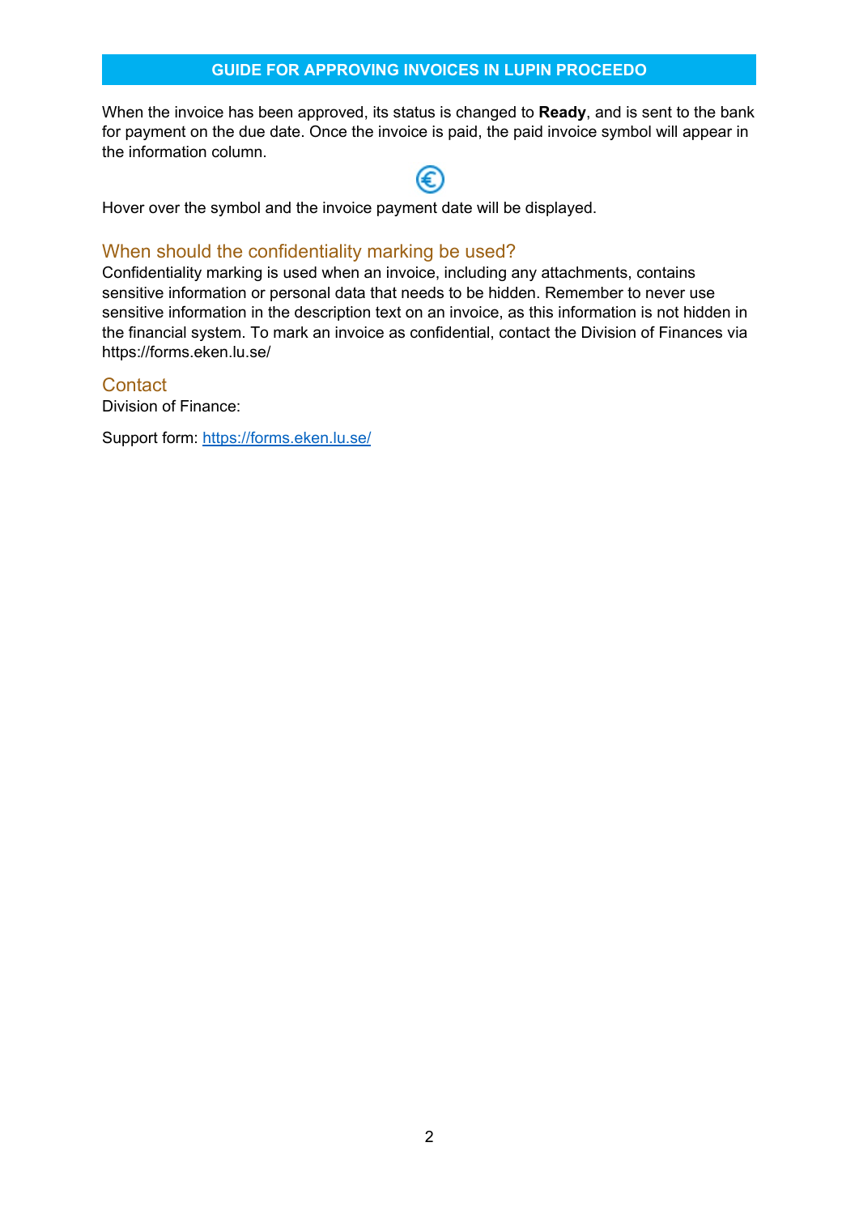When the invoice has been approved, its status is changed to **Ready**, and is sent to the bank for payment on the due date. Once the invoice is paid, the paid invoice symbol will appear in the information column.

Hover over the symbol and the invoice payment date will be displayed.

## When should the confidentiality marking be used?

Confidentiality marking is used when an invoice, including any attachments, contains sensitive information or personal data that needs to be hidden. Remember to never use sensitive information in the description text on an invoice, as this information is not hidden in the financial system. To mark an invoice as confidential, contact the Division of Finances via https://forms.eken.lu.se/

## Contact

Division of Finance:

Support form: [https://forms.eken.lu.se/](https://forms.eken.lu.se/)